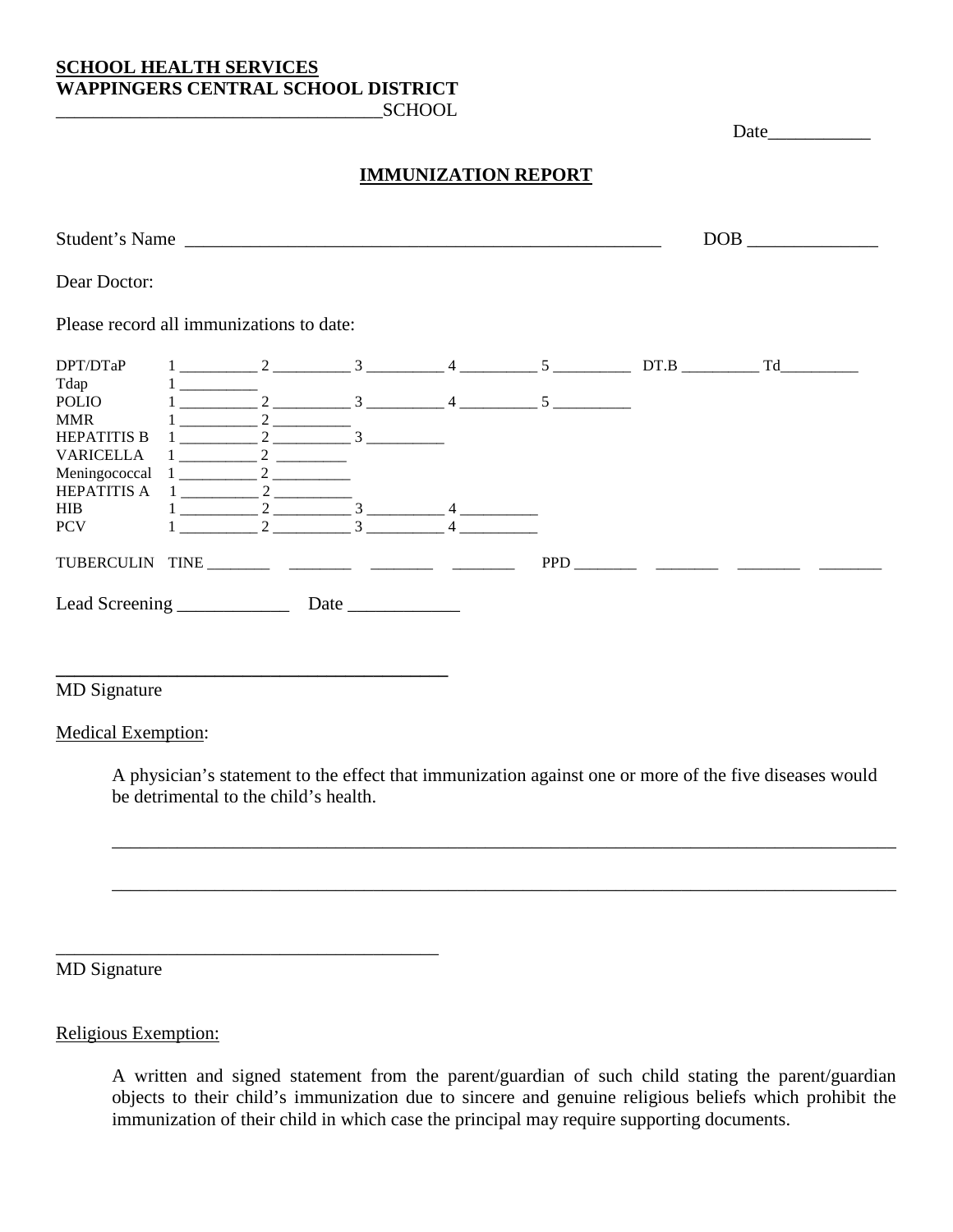**SCHOOL HEALTH SERVICES**
**WAPPINGERS CENTRAL SCHOOL DISTRICT**
___________________________________SCHOOL

Date___________

## IMMUNIZATION REPORT

Student's Name _____________________________________________________ DOB ______________

Dear Doctor:

Please record all immunizations to date:

| | | | | | | | |
|---|---|---|---|---|---|---|---|
| DPT/DTaP | 1 __________ | 2 __________ | 3 __________ | 4 __________ | 5 __________ | DT.B __________ | Td__________ |
| Tdap | 1 __________ | | | | | | |
| POLIO | 1 __________ | 2 __________ | 3 __________ | 4 __________ | 5 __________ | | |
| MMR | 1 __________ | 2 __________ | | | | | |
| HEPATITIS B | 1 __________ | 2 __________ | 3 __________ | | | | |
| VARICELLA | 1 __________ | 2 _________ | | | | | |
| Meningococcal | 1 __________ | 2 __________ | | | | | |
| HEPATITIS A | 1 __________ | 2 __________ | | | | | |
| HIB | 1 __________ | 2 __________ | 3 __________ | 4 __________ | | | |
| PCV | 1 __________ | 2 __________ | 3 __________ | 4 __________ | | | |

TUBERCULIN TINE ________ ________ ________ ________ PPD ________ ________ ________ ________

Lead Screening ____________ Date ____________

__________________________________________
MD Signature

Medical Exemption:

A physician's statement to the effect that immunization against one or more of the five diseases would be detrimental to the child's health.

_____________________________________________________________________________________

_____________________________________________________________________________________

__________________________________________
MD Signature

Religious Exemption:

A written and signed statement from the parent/guardian of such child stating the parent/guardian objects to their child's immunization due to sincere and genuine religious beliefs which prohibit the immunization of their child in which case the principal may require supporting documents.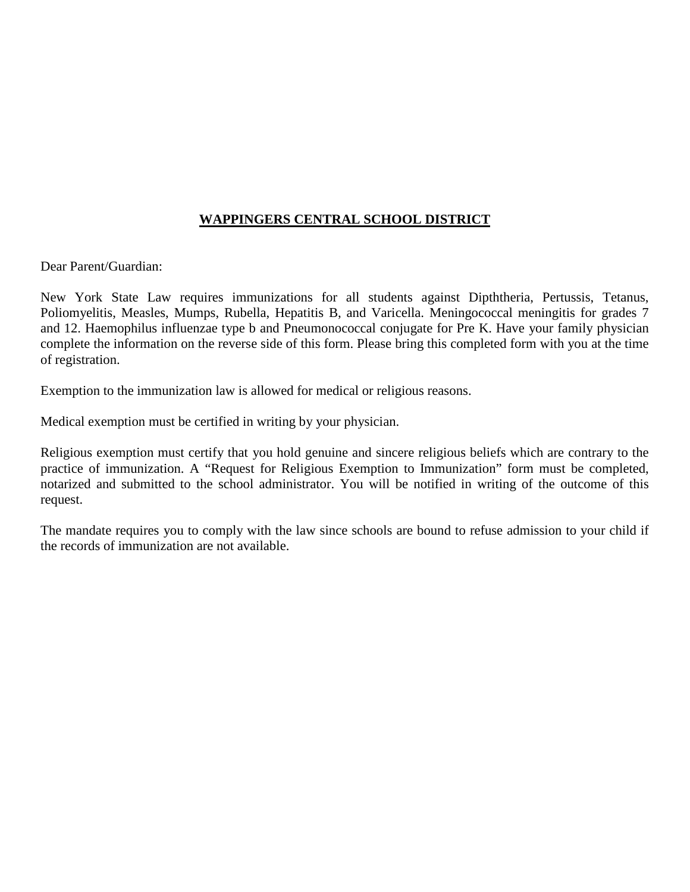**WAPPINGERS CENTRAL SCHOOL DISTRICT**

Dear Parent/Guardian:

New York State Law requires immunizations for all students against Dipththeria, Pertussis, Tetanus, Poliomyelitis, Measles, Mumps, Rubella, Hepatitis B, and Varicella. Meningococcal meningitis for grades 7 and 12. Haemophilus influenzae type b and Pneumonococcal conjugate for Pre K. Have your family physician complete the information on the reverse side of this form. Please bring this completed form with you at the time of registration.

Exemption to the immunization law is allowed for medical or religious reasons.

Medical exemption must be certified in writing by your physician.

Religious exemption must certify that you hold genuine and sincere religious beliefs which are contrary to the practice of immunization. A "Request for Religious Exemption to Immunization" form must be completed, notarized and submitted to the school administrator. You will be notified in writing of the outcome of this request.

The mandate requires you to comply with the law since schools are bound to refuse admission to your child if the records of immunization are not available.